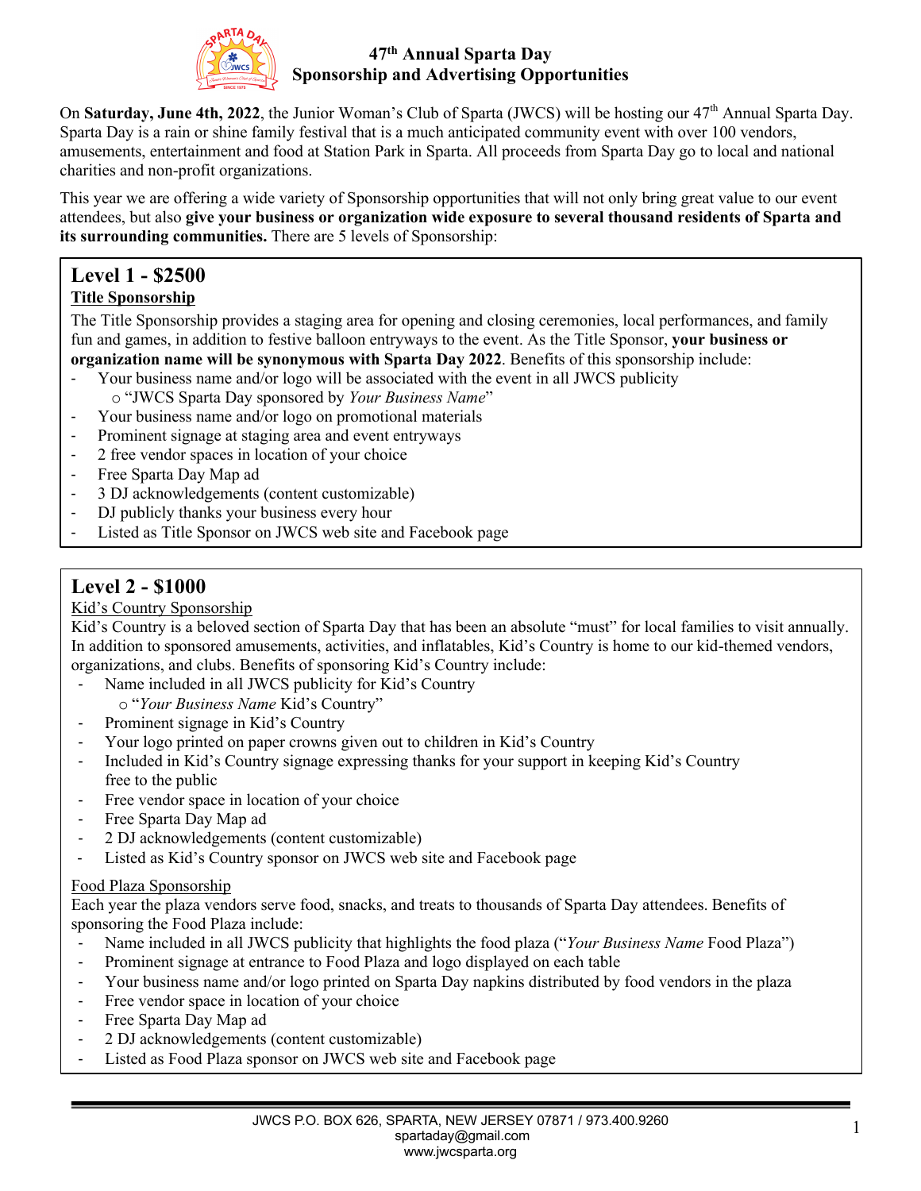# 47th Annual Sparta Day
# Sponsorship and Advertising Opportunities

On **Saturday, June 4th, 2022**, the Junior Woman's Club of Sparta (JWCS) will be hosting our 47th Annual Sparta Day. Sparta Day is a rain or shine family festival that is a much anticipated community event with over 100 vendors, amusements, entertainment and food at Station Park in Sparta. All proceeds from Sparta Day go to local and national charities and non-profit organizations.

This year we are offering a wide variety of Sponsorship opportunities that will not only bring great value to our event attendees, but also **give your business or organization wide exposure to several thousand residents of Sparta and its surrounding communities.** There are 5 levels of Sponsorship:

## Level 1 - $2500

**Title Sponsorship**

The Title Sponsorship provides a staging area for opening and closing ceremonies, local performances, and family fun and games, in addition to festive balloon entryways to the event. As the Title Sponsor, **your business or organization name will be synonymous with Sparta Day 2022**. Benefits of this sponsorship include:

- Your business name and/or logo will be associated with the event in all JWCS publicity
  - "JWCS Sparta Day sponsored by *Your Business Name*"
- Your business name and/or logo on promotional materials
- Prominent signage at staging area and event entryways
- 2 free vendor spaces in location of your choice
- Free Sparta Day Map ad
- 3 DJ acknowledgements (content customizable)
- DJ publicly thanks your business every hour
- Listed as Title Sponsor on JWCS web site and Facebook page

## Level 2 - $1000

Kid's Country Sponsorship

Kid's Country is a beloved section of Sparta Day that has been an absolute "must" for local families to visit annually. In addition to sponsored amusements, activities, and inflatables, Kid's Country is home to our kid-themed vendors, organizations, and clubs. Benefits of sponsoring Kid's Country include:

- Name included in all JWCS publicity for Kid's Country
  - "*Your Business Name* Kid's Country"
- Prominent signage in Kid's Country
- Your logo printed on paper crowns given out to children in Kid's Country
- Included in Kid's Country signage expressing thanks for your support in keeping Kid's Country free to the public
- Free vendor space in location of your choice
- Free Sparta Day Map ad
- 2 DJ acknowledgements (content customizable)
- Listed as Kid's Country sponsor on JWCS web site and Facebook page

Food Plaza Sponsorship

Each year the plaza vendors serve food, snacks, and treats to thousands of Sparta Day attendees. Benefits of sponsoring the Food Plaza include:

- Name included in all JWCS publicity that highlights the food plaza ("*Your Business Name* Food Plaza")
- Prominent signage at entrance to Food Plaza and logo displayed on each table
- Your business name and/or logo printed on Sparta Day napkins distributed by food vendors in the plaza
- Free vendor space in location of your choice
- Free Sparta Day Map ad
- 2 DJ acknowledgements (content customizable)
- Listed as Food Plaza sponsor on JWCS web site and Facebook page

JWCS P.O. BOX 626, SPARTA, NEW JERSEY 07871 / 973.400.9260
spartaday@gmail.com
www.jwcsparta.org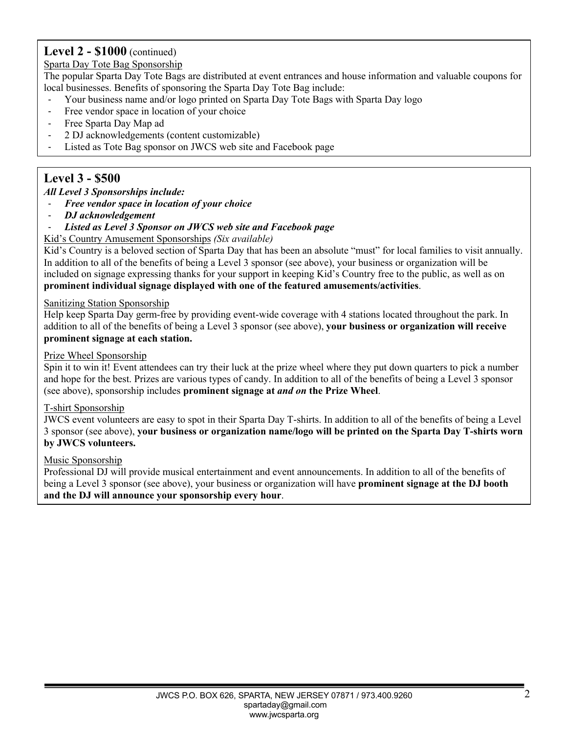## Level 2 - $1000 (continued)

Sparta Day Tote Bag Sponsorship

The popular Sparta Day Tote Bags are distributed at event entrances and house information and valuable coupons for local businesses. Benefits of sponsoring the Sparta Day Tote Bag include:

- Your business name and/or logo printed on Sparta Day Tote Bags with Sparta Day logo
- Free vendor space in location of your choice
- Free Sparta Day Map ad
- 2 DJ acknowledgements (content customizable)
- Listed as Tote Bag sponsor on JWCS web site and Facebook page

## Level 3 - $500

***All Level 3 Sponsorships include:***

- ***Free vendor space in location of your choice***
- ***DJ acknowledgement***
- ***Listed as Level 3 Sponsor on JWCS web site and Facebook page***

Kid's Country Amusement Sponsorships *(Six available)*

Kid's Country is a beloved section of Sparta Day that has been an absolute "must" for local families to visit annually. In addition to all of the benefits of being a Level 3 sponsor (see above), your business or organization will be included on signage expressing thanks for your support in keeping Kid's Country free to the public, as well as on **prominent individual signage displayed with one of the featured amusements/activities**.

Sanitizing Station Sponsorship

Help keep Sparta Day germ-free by providing event-wide coverage with 4 stations located throughout the park. In addition to all of the benefits of being a Level 3 sponsor (see above), **your business or organization will receive prominent signage at each station.**

Prize Wheel Sponsorship

Spin it to win it! Event attendees can try their luck at the prize wheel where they put down quarters to pick a number and hope for the best. Prizes are various types of candy. In addition to all of the benefits of being a Level 3 sponsor (see above), sponsorship includes **prominent signage at *and on* the Prize Wheel**.

T-shirt Sponsorship

JWCS event volunteers are easy to spot in their Sparta Day T-shirts. In addition to all of the benefits of being a Level 3 sponsor (see above), **your business or organization name/logo will be printed on the Sparta Day T-shirts worn by JWCS volunteers.**

Music Sponsorship

Professional DJ will provide musical entertainment and event announcements. In addition to all of the benefits of being a Level 3 sponsor (see above), your business or organization will have **prominent signage at the DJ booth and the DJ will announce your sponsorship every hour**.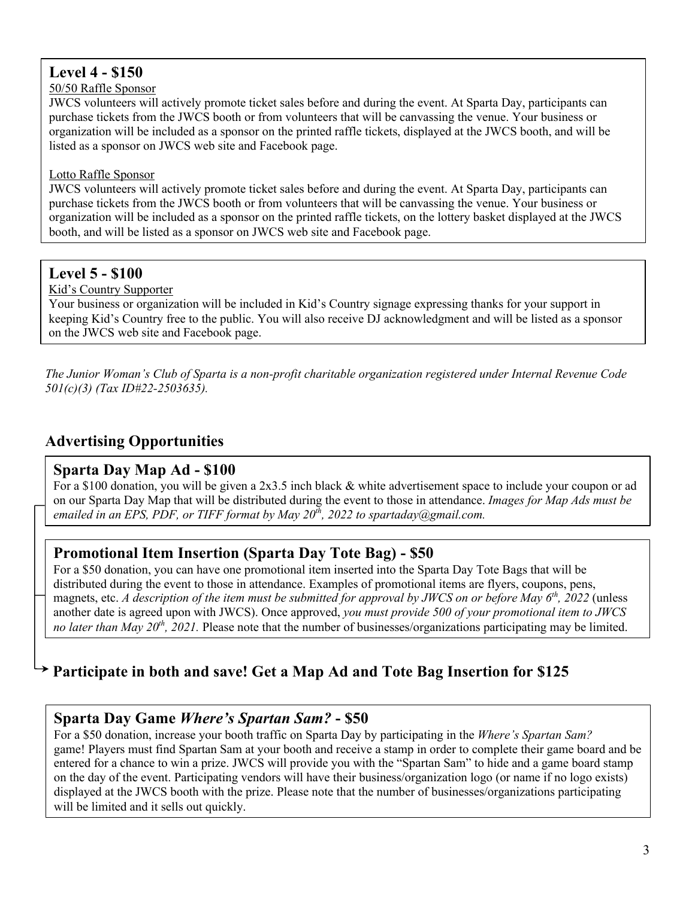## Level 4 - $150

50/50 Raffle Sponsor

JWCS volunteers will actively promote ticket sales before and during the event. At Sparta Day, participants can purchase tickets from the JWCS booth or from volunteers that will be canvassing the venue. Your business or organization will be included as a sponsor on the printed raffle tickets, displayed at the JWCS booth, and will be listed as a sponsor on JWCS web site and Facebook page.

Lotto Raffle Sponsor

JWCS volunteers will actively promote ticket sales before and during the event. At Sparta Day, participants can purchase tickets from the JWCS booth or from volunteers that will be canvassing the venue. Your business or organization will be included as a sponsor on the printed raffle tickets, on the lottery basket displayed at the JWCS booth, and will be listed as a sponsor on JWCS web site and Facebook page.

## Level 5 - $100

Kid's Country Supporter

Your business or organization will be included in Kid's Country signage expressing thanks for your support in keeping Kid's Country free to the public. You will also receive DJ acknowledgment and will be listed as a sponsor on the JWCS web site and Facebook page.

*The Junior Woman's Club of Sparta is a non-profit charitable organization registered under Internal Revenue Code 501(c)(3) (Tax ID#22-2503635).*

## Advertising Opportunities

### Sparta Day Map Ad - $100

For a $100 donation, you will be given a 2x3.5 inch black & white advertisement space to include your coupon or ad on our Sparta Day Map that will be distributed during the event to those in attendance. *Images for Map Ads must be emailed in an EPS, PDF, or TIFF format by May 20th, 2022 to spartaday@gmail.com.*

### Promotional Item Insertion (Sparta Day Tote Bag) - $50

For a $50 donation, you can have one promotional item inserted into the Sparta Day Tote Bags that will be distributed during the event to those in attendance. Examples of promotional items are flyers, coupons, pens, magnets, etc. *A description of the item must be submitted for approval by JWCS on or before May 6th, 2022* (unless another date is agreed upon with JWCS). Once approved, *you must provide 500 of your promotional item to JWCS no later than May 20th, 2021.* Please note that the number of businesses/organizations participating may be limited.

### Participate in both and save! Get a Map Ad and Tote Bag Insertion for $125

### Sparta Day Game *Where's Spartan Sam?* - $50

For a $50 donation, increase your booth traffic on Sparta Day by participating in the *Where's Spartan Sam?* game! Players must find Spartan Sam at your booth and receive a stamp in order to complete their game board and be entered for a chance to win a prize. JWCS will provide you with the "Spartan Sam" to hide and a game board stamp on the day of the event. Participating vendors will have their business/organization logo (or name if no logo exists) displayed at the JWCS booth with the prize. Please note that the number of businesses/organizations participating will be limited and it sells out quickly.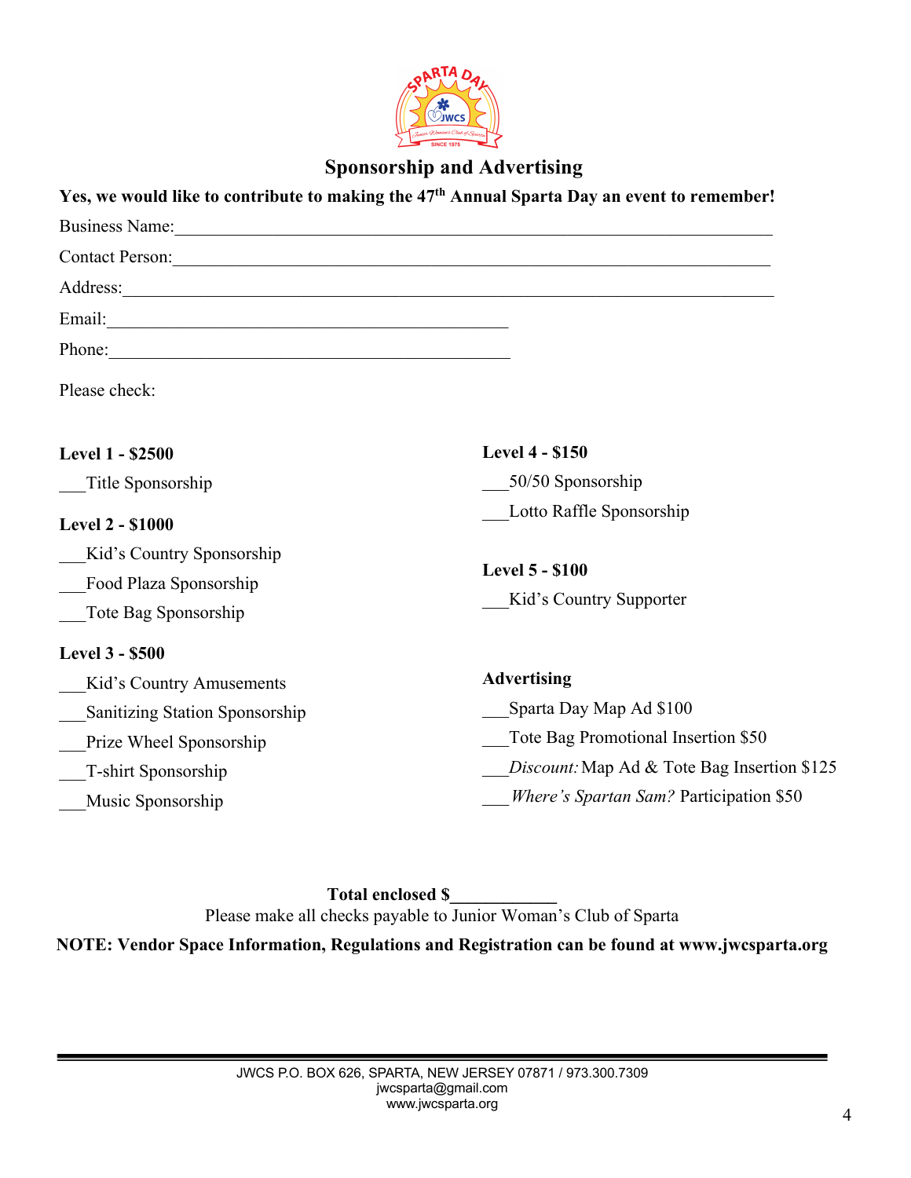## Sponsorship and Advertising

**Yes, we would like to contribute to making the 47th Annual Sparta Day an event to remember!**

Business Name:\_\_\_\_\_\_\_\_\_\_\_\_\_\_\_\_\_\_\_\_\_\_\_\_\_\_\_\_\_\_\_\_\_\_\_\_\_\_\_\_\_\_\_\_\_\_\_\_\_\_\_\_\_\_\_\_\_\_\_\_

Contact Person:\_\_\_\_\_\_\_\_\_\_\_\_\_\_\_\_\_\_\_\_\_\_\_\_\_\_\_\_\_\_\_\_\_\_\_\_\_\_\_\_\_\_\_\_\_\_\_\_\_\_\_\_\_\_\_\_\_\_\_

Address:\_\_\_\_\_\_\_\_\_\_\_\_\_\_\_\_\_\_\_\_\_\_\_\_\_\_\_\_\_\_\_\_\_\_\_\_\_\_\_\_\_\_\_\_\_\_\_\_\_\_\_\_\_\_\_\_\_\_\_\_\_\_\_\_

Email:\_\_\_\_\_\_\_\_\_\_\_\_\_\_\_\_\_\_\_\_\_\_\_\_\_\_\_\_\_\_\_\_\_\_\_\_\_\_\_\_

Phone:\_\_\_\_\_\_\_\_\_\_\_\_\_\_\_\_\_\_\_\_\_\_\_\_\_\_\_\_\_\_\_\_\_\_\_\_\_\_\_\_

Please check:

**Level 1 - $2500**

\_\_\_Title Sponsorship

**Level 2 - $1000**

\_\_\_Kid's Country Sponsorship

\_\_\_Food Plaza Sponsorship

\_\_\_Tote Bag Sponsorship

**Level 3 - $500**

\_\_\_Kid's Country Amusements

\_\_\_Sanitizing Station Sponsorship

\_\_\_Prize Wheel Sponsorship

\_\_\_T-shirt Sponsorship

\_\_\_Music Sponsorship

**Level 4 - $150**

\_\_\_50/50 Sponsorship

\_\_\_Lotto Raffle Sponsorship

**Level 5 - $100**

\_\_\_Kid's Country Supporter

**Advertising**

\_\_\_Sparta Day Map Ad $100

\_\_\_Tote Bag Promotional Insertion $50

\_\_\_*Discount:* Map Ad & Tote Bag Insertion $125

\_\_\_*Where's Spartan Sam?* Participation $50

**Total enclosed $\_\_\_\_\_\_\_\_\_\_\_\_**

Please make all checks payable to Junior Woman's Club of Sparta

**NOTE: Vendor Space Information, Regulations and Registration can be found at www.jwcsparta.org**

JWCS P.O. BOX 626, SPARTA, NEW JERSEY 07871 / 973.300.7309
jwcsparta@gmail.com
www.jwcsparta.org